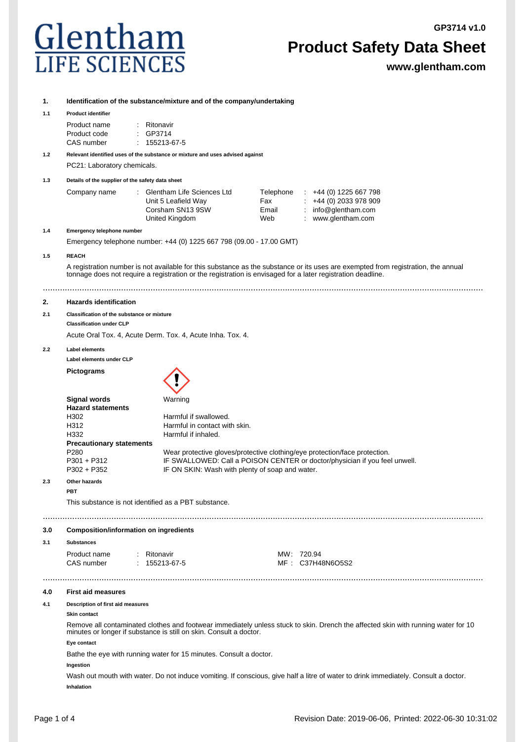Glentham LIFE SCIENCES

GP3714 v1.0

# Product Safety Data Sheet

**www.glentham.com**

## 1. Identification of the substance/mixture and of the company/undertaking

### 1.1 Product identifier

| | | |
|---|---|---|
| Product name | : | Ritonavir |
| Product code | : | GP3714 |
| CAS number | : | 155213-67-5 |

### 1.2 Relevant identified uses of the substance or mixture and uses advised against

PC21: Laboratory chemicals.

### 1.3 Details of the supplier of the safety data sheet

| | | | | | |
|---|---|---|---|---|---|
| Company name | : | Glentham Life Sciences Ltd | Telephone | : | +44 (0) 1225 667 798 |
| | | Unit 5 Leafield Way | Fax | : | +44 (0) 2033 978 909 |
| | | Corsham SN13 9SW | Email | : | info@glentham.com |
| | | United Kingdom | Web | : | www.glentham.com |

### 1.4 Emergency telephone number

Emergency telephone number: +44 (0) 1225 667 798 (09.00 - 17.00 GMT)

### 1.5 REACH

A registration number is not available for this substance as the substance or its uses are exempted from registration, the annual tonnage does not require a registration or the registration is envisaged for a later registration deadline.

## 2. Hazards identification

### 2.1 Classification of the substance or mixture

**Classification under CLP**

Acute Oral Tox. 4, Acute Derm. Tox. 4, Acute Inha. Tox. 4.

### 2.2 Label elements

**Label elements under CLP**

**Pictograms**

**Signal words** Warning

**Hazard statements**

| | |
|---|---|
| H302 | Harmful if swallowed. |
| H312 | Harmful in contact with skin. |
| H332 | Harmful if inhaled. |

**Precautionary statements**

| | |
|---|---|
| P280 | Wear protective gloves/protective clothing/eye protection/face protection. |
| P301 + P312 | IF SWALLOWED: Call a POISON CENTER or doctor/physician if you feel unwell. |
| P302 + P352 | IF ON SKIN: Wash with plenty of soap and water. |

### 2.3 Other hazards

**PBT**

This substance is not identified as a PBT substance.

## 3.0 Composition/information on ingredients

### 3.1 Substances

| | | | | | |
|---|---|---|---|---|---|
| Product name | : | Ritonavir | MW | : | 720.94 |
| CAS number | : | 155213-67-5 | MF | : | $C_{37}H_{48}N_6O_5S_2$ |

## 4.0 First aid measures

### 4.1 Description of first aid measures

**Skin contact**

Remove all contaminated clothes and footwear immediately unless stuck to skin. Drench the affected skin with running water for 10 minutes or longer if substance is still on skin. Consult a doctor.

**Eye contact**

Bathe the eye with running water for 15 minutes. Consult a doctor.

**Ingestion**

Wash out mouth with water. Do not induce vomiting. If conscious, give half a litre of water to drink immediately. Consult a doctor.

**Inhalation**

Revision Date: 2019-06-06, Printed: 2022-06-30 10:31:02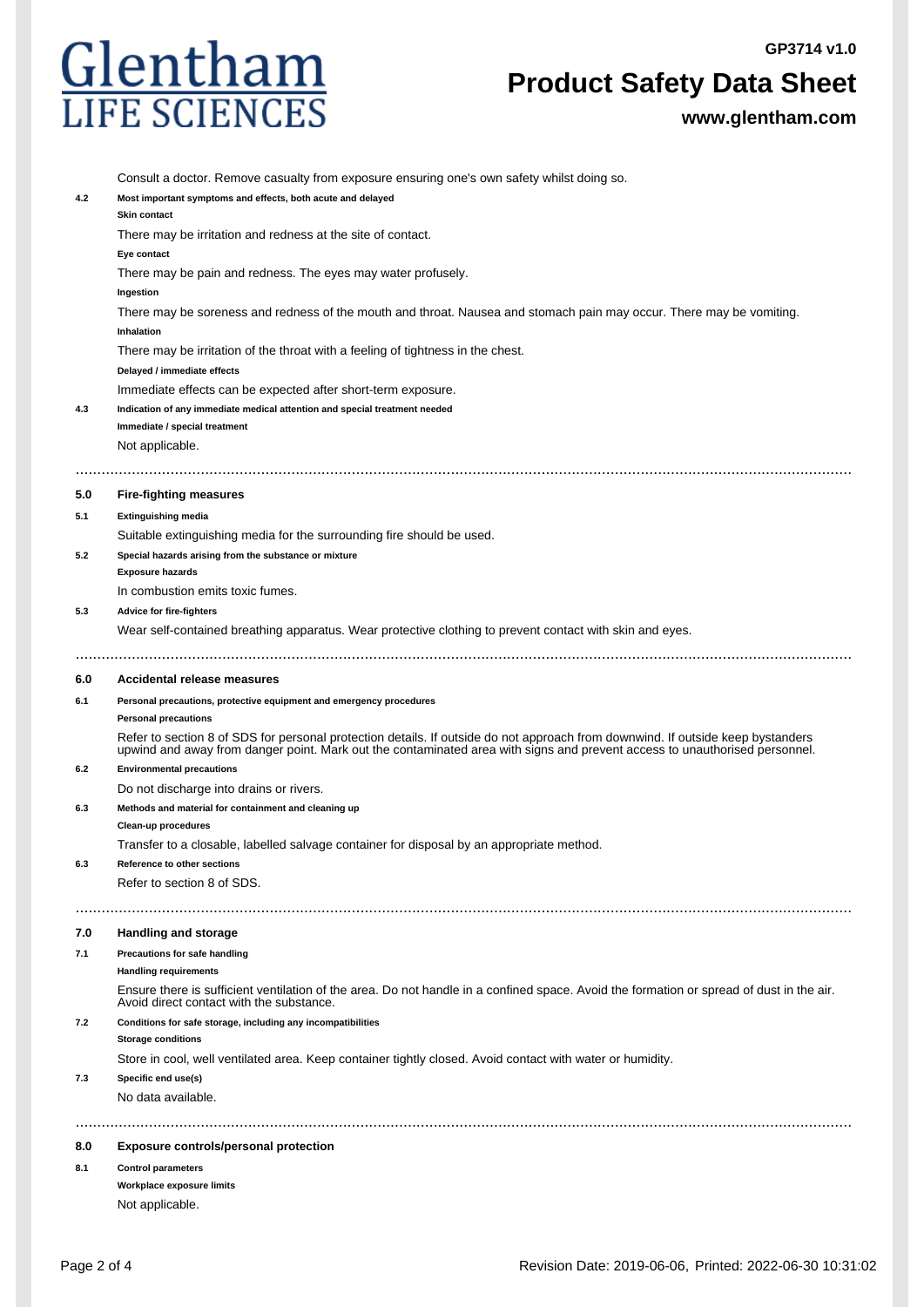Consult a doctor. Remove casualty from exposure ensuring one's own safety whilst doing so.

**4.2 Most important symptoms and effects, both acute and delayed**

**Skin contact**

There may be irritation and redness at the site of contact.

**Eye contact**

There may be pain and redness. The eyes may water profusely.

**Ingestion**

There may be soreness and redness of the mouth and throat. Nausea and stomach pain may occur. There may be vomiting.

**Inhalation**

There may be irritation of the throat with a feeling of tightness in the chest.

**Delayed / immediate effects**

Immediate effects can be expected after short-term exposure.

**4.3 Indication of any immediate medical attention and special treatment needed**

**Immediate / special treatment**

Not applicable.

## 5.0 Fire-fighting measures

**5.1 Extinguishing media**

Suitable extinguishing media for the surrounding fire should be used.

**5.2 Special hazards arising from the substance or mixture**

**Exposure hazards**

In combustion emits toxic fumes.

**5.3 Advice for fire-fighters**

Wear self-contained breathing apparatus. Wear protective clothing to prevent contact with skin and eyes.

## 6.0 Accidental release measures

**6.1 Personal precautions, protective equipment and emergency procedures**

**Personal precautions**

Refer to section 8 of SDS for personal protection details. If outside do not approach from downwind. If outside keep bystanders upwind and away from danger point. Mark out the contaminated area with signs and prevent access to unauthorised personnel.

**6.2 Environmental precautions**

Do not discharge into drains or rivers.

**6.3 Methods and material for containment and cleaning up**

**Clean-up procedures**

Transfer to a closable, labelled salvage container for disposal by an appropriate method.

**6.3 Reference to other sections**

Refer to section 8 of SDS.

## 7.0 Handling and storage

**7.1 Precautions for safe handling**

**Handling requirements**

Ensure there is sufficient ventilation of the area. Do not handle in a confined space. Avoid the formation or spread of dust in the air. Avoid direct contact with the substance.

**7.2 Conditions for safe storage, including any incompatibilities**

**Storage conditions**

Store in cool, well ventilated area. Keep container tightly closed. Avoid contact with water or humidity.

**7.3 Specific end use(s)**

No data available.

## 8.0 Exposure controls/personal protection

**8.1 Control parameters**

**Workplace exposure limits**

Not applicable.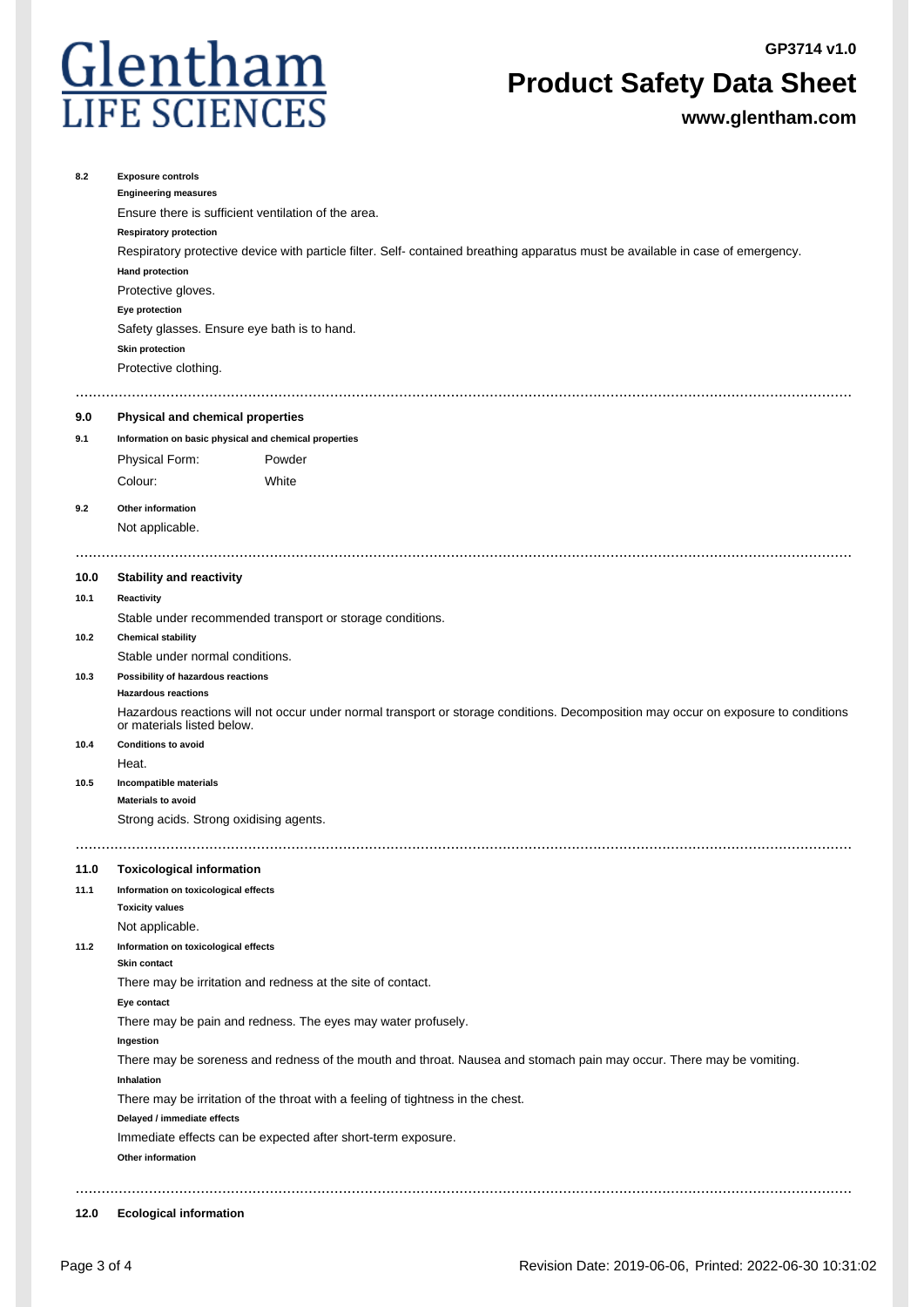**8.2 Exposure controls**

**Engineering measures**

Ensure there is sufficient ventilation of the area.

**Respiratory protection**

Respiratory protective device with particle filter. Self- contained breathing apparatus must be available in case of emergency.

**Hand protection**

Protective gloves.

**Eye protection**

Safety glasses. Ensure eye bath is to hand.

**Skin protection**

Protective clothing.

## 9.0 Physical and chemical properties

**9.1 Information on basic physical and chemical properties**

| Physical Form: | Powder |
|---|---|
| Colour: | White |

**9.2 Other information**

Not applicable.

## 10.0 Stability and reactivity

**10.1 Reactivity**

Stable under recommended transport or storage conditions.

**10.2 Chemical stability**

Stable under normal conditions.

**10.3 Possibility of hazardous reactions**

**Hazardous reactions**

Hazardous reactions will not occur under normal transport or storage conditions. Decomposition may occur on exposure to conditions or materials listed below.

**10.4 Conditions to avoid**

Heat.

**10.5 Incompatible materials**

**Materials to avoid**

Strong acids. Strong oxidising agents.

## 11.0 Toxicological information

**11.1 Information on toxicological effects**

**Toxicity values**

Not applicable.

**11.2 Information on toxicological effects**

**Skin contact**

There may be irritation and redness at the site of contact.

**Eye contact**

There may be pain and redness. The eyes may water profusely.

**Ingestion**

There may be soreness and redness of the mouth and throat. Nausea and stomach pain may occur. There may be vomiting.

**Inhalation**

There may be irritation of the throat with a feeling of tightness in the chest.

**Delayed / immediate effects**

Immediate effects can be expected after short-term exposure.

**Other information**

## 12.0 Ecological information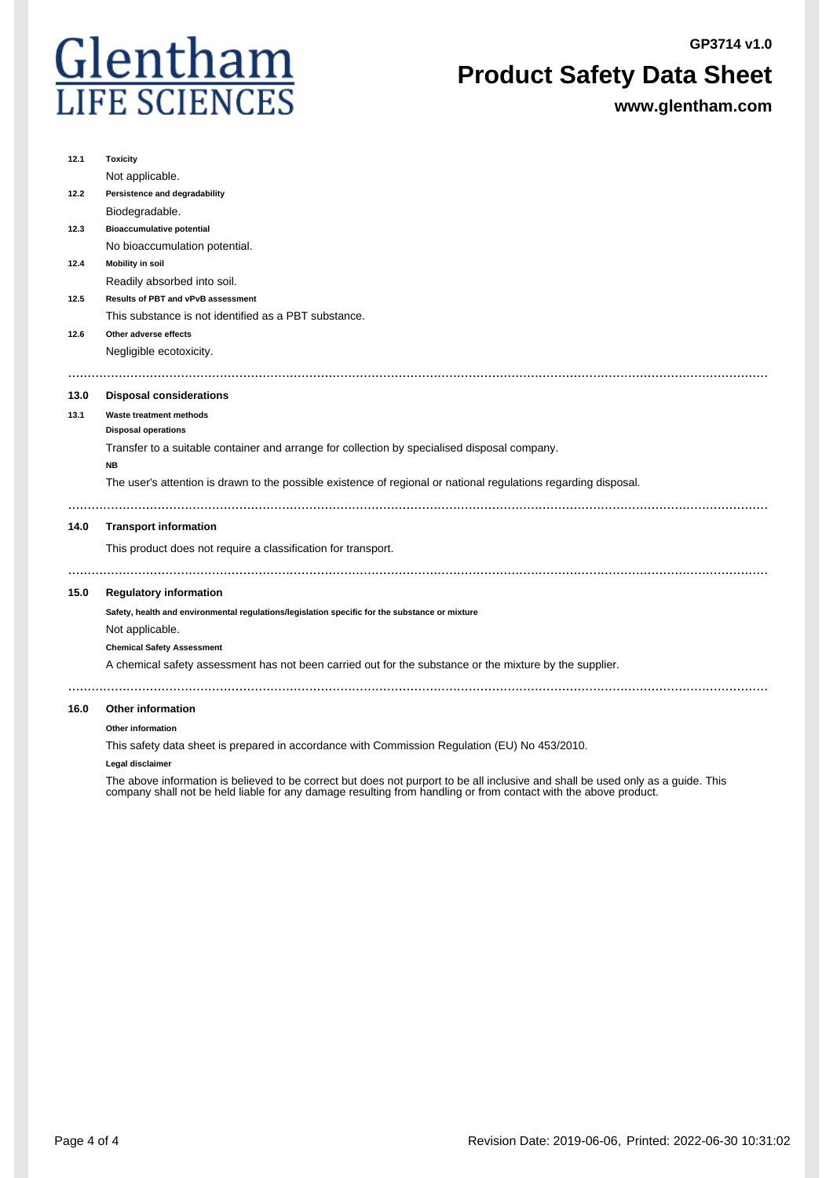**12.1 Toxicity**

Not applicable.

**12.2 Persistence and degradability**

Biodegradable.

**12.3 Bioaccumulative potential**

No bioaccumulation potential.

**12.4 Mobility in soil**

Readily absorbed into soil.

**12.5 Results of PBT and vPvB assessment**

This substance is not identified as a PBT substance.

**12.6 Other adverse effects**

Negligible ecotoxicity.

## 13.0 Disposal considerations

**13.1 Waste treatment methods**

**Disposal operations**

Transfer to a suitable container and arrange for collection by specialised disposal company.

**NB**

The user's attention is drawn to the possible existence of regional or national regulations regarding disposal.

## 14.0 Transport information

This product does not require a classification for transport.

## 15.0 Regulatory information

**Safety, health and environmental regulations/legislation specific for the substance or mixture**

Not applicable.

**Chemical Safety Assessment**

A chemical safety assessment has not been carried out for the substance or the mixture by the supplier.

## 16.0 Other information

**Other information**

This safety data sheet is prepared in accordance with Commission Regulation (EU) No 453/2010.

**Legal disclaimer**

The above information is believed to be correct but does not purport to be all inclusive and shall be used only as a guide. This company shall not be held liable for any damage resulting from handling or from contact with the above product.